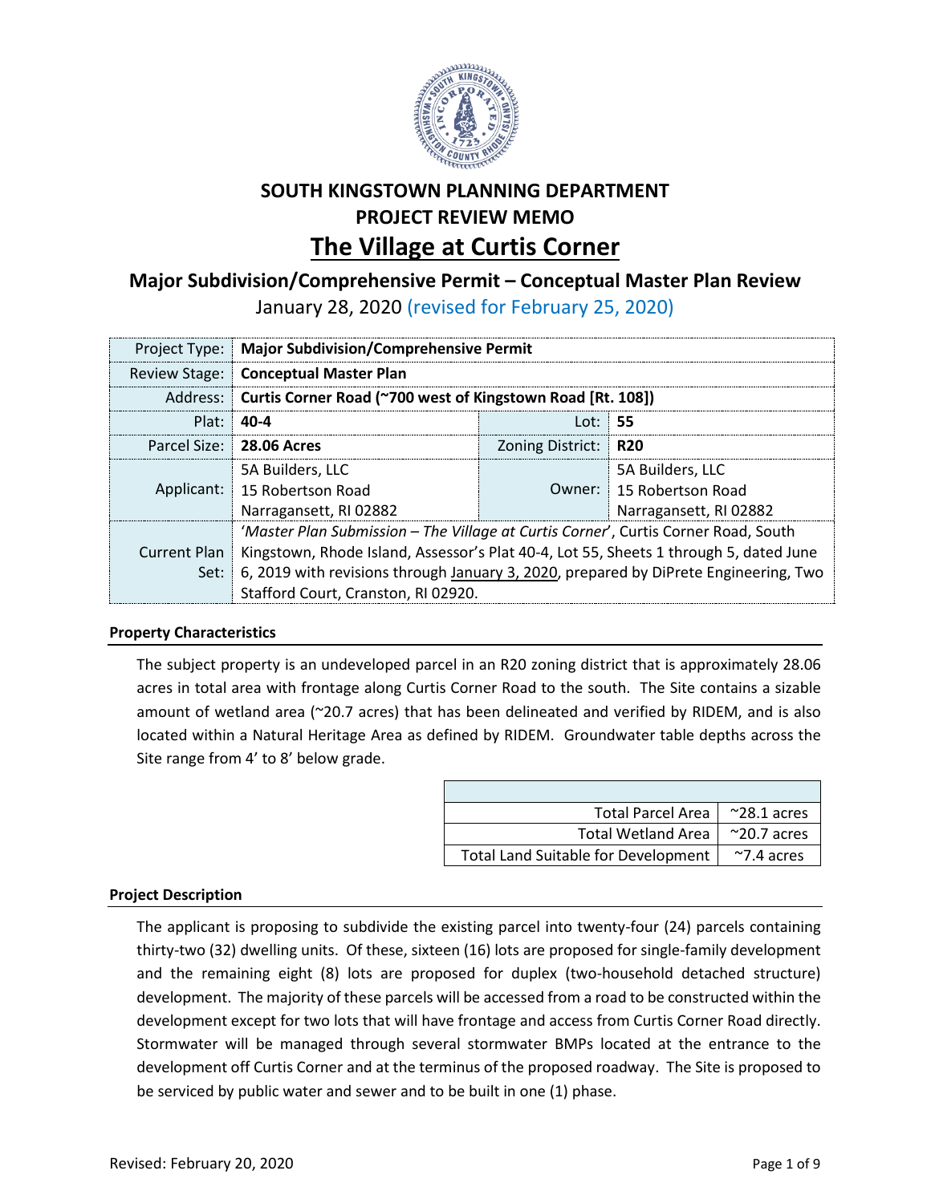# SOUTH KINGSTOWN PLANNING DEPARTMENT
# PROJECT REVIEW MEMO
# The Village at Curtis Corner

## Major Subdivision/Comprehensive Permit – Conceptual Master Plan Review

January 28, 2020 (revised for February 25, 2020)

| Project Type: | **Major Subdivision/Comprehensive Permit** | | |
|---|---|---|---|
| Review Stage: | **Conceptual Master Plan** | | |
| Address: | **Curtis Corner Road (~700 west of Kingstown Road [Rt. 108])** | | |
| Plat: | **40-4** | Lot: | **55** |
| Parcel Size: | **28.06 Acres** | Zoning District: | **R20** |
| Applicant: | 5A Builders, LLC<br>15 Robertson Road<br>Narragansett, RI 02882 | Owner: | 5A Builders, LLC<br>15 Robertson Road<br>Narragansett, RI 02882 |
| Current Plan Set: | '*Master Plan Submission – The Village at Curtis Corner*', Curtis Corner Road, South Kingstown, Rhode Island, Assessor's Plat 40-4, Lot 55, Sheets 1 through 5, dated June 6, 2019 with revisions through January 3, 2020, prepared by DiPrete Engineering, Two Stafford Court, Cranston, RI 02920. | | |

### Property Characteristics

The subject property is an undeveloped parcel in an R20 zoning district that is approximately 28.06 acres in total area with frontage along Curtis Corner Road to the south. The Site contains a sizable amount of wetland area (~20.7 acres) that has been delineated and verified by RIDEM, and is also located within a Natural Heritage Area as defined by RIDEM. Groundwater table depths across the Site range from 4' to 8' below grade.

| | |
|---|---|
| Total Parcel Area | ~28.1 acres |
| Total Wetland Area | ~20.7 acres |
| Total Land Suitable for Development | ~7.4 acres |

### Project Description

The applicant is proposing to subdivide the existing parcel into twenty-four (24) parcels containing thirty-two (32) dwelling units. Of these, sixteen (16) lots are proposed for single-family development and the remaining eight (8) lots are proposed for duplex (two-household detached structure) development. The majority of these parcels will be accessed from a road to be constructed within the development except for two lots that will have frontage and access from Curtis Corner Road directly. Stormwater will be managed through several stormwater BMPs located at the entrance to the development off Curtis Corner and at the terminus of the proposed roadway. The Site is proposed to be serviced by public water and sewer and to be built in one (1) phase.

Revised: February 20, 2020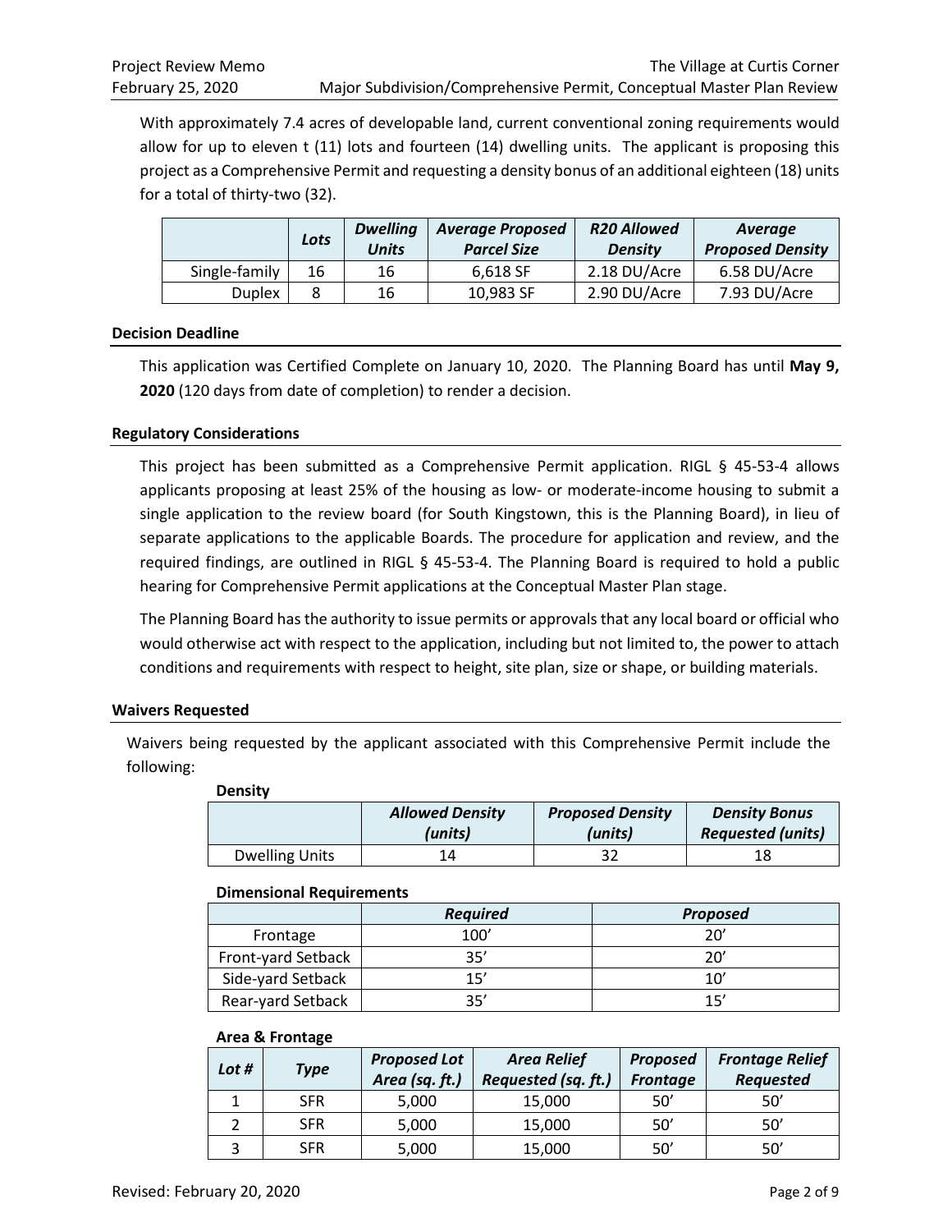With approximately 7.4 acres of developable land, current conventional zoning requirements would allow for up to eleven t (11) lots and fourteen (14) dwelling units. The applicant is proposing this project as a Comprehensive Permit and requesting a density bonus of an additional eighteen (18) units for a total of thirty-two (32).

| | *Lots* | *Dwelling Units* | *Average Proposed Parcel Size* | *R20 Allowed Density* | *Average Proposed Density* |
|---|---|---|---|---|---|
| Single-family | 16 | 16 | 6,618 SF | 2.18 DU/Acre | 6.58 DU/Acre |
| Duplex | 8 | 16 | 10,983 SF | 2.90 DU/Acre | 7.93 DU/Acre |

### Decision Deadline

This application was Certified Complete on January 10, 2020. The Planning Board has until **May 9, 2020** (120 days from date of completion) to render a decision.

### Regulatory Considerations

This project has been submitted as a Comprehensive Permit application. RIGL § 45-53-4 allows applicants proposing at least 25% of the housing as low- or moderate-income housing to submit a single application to the review board (for South Kingstown, this is the Planning Board), in lieu of separate applications to the applicable Boards. The procedure for application and review, and the required findings, are outlined in RIGL § 45-53-4. The Planning Board is required to hold a public hearing for Comprehensive Permit applications at the Conceptual Master Plan stage.

The Planning Board has the authority to issue permits or approvals that any local board or official who would otherwise act with respect to the application, including but not limited to, the power to attach conditions and requirements with respect to height, site plan, size or shape, or building materials.

### Waivers Requested

Waivers being requested by the applicant associated with this Comprehensive Permit include the following:

**Density**

| | *Allowed Density (units)* | *Proposed Density (units)* | *Density Bonus Requested (units)* |
|---|---|---|---|
| Dwelling Units | 14 | 32 | 18 |

**Dimensional Requirements**

| | *Required* | *Proposed* |
|---|---|---|
| Frontage | 100' | 20' |
| Front-yard Setback | 35' | 20' |
| Side-yard Setback | 15' | 10' |
| Rear-yard Setback | 35' | 15' |

**Area & Frontage**

| *Lot #* | *Type* | *Proposed Lot Area (sq. ft.)* | *Area Relief Requested (sq. ft.)* | *Proposed Frontage* | *Frontage Relief Requested* |
|---|---|---|---|---|---|
| 1 | SFR | 5,000 | 15,000 | 50' | 50' |
| 2 | SFR | 5,000 | 15,000 | 50' | 50' |
| 3 | SFR | 5,000 | 15,000 | 50' | 50' |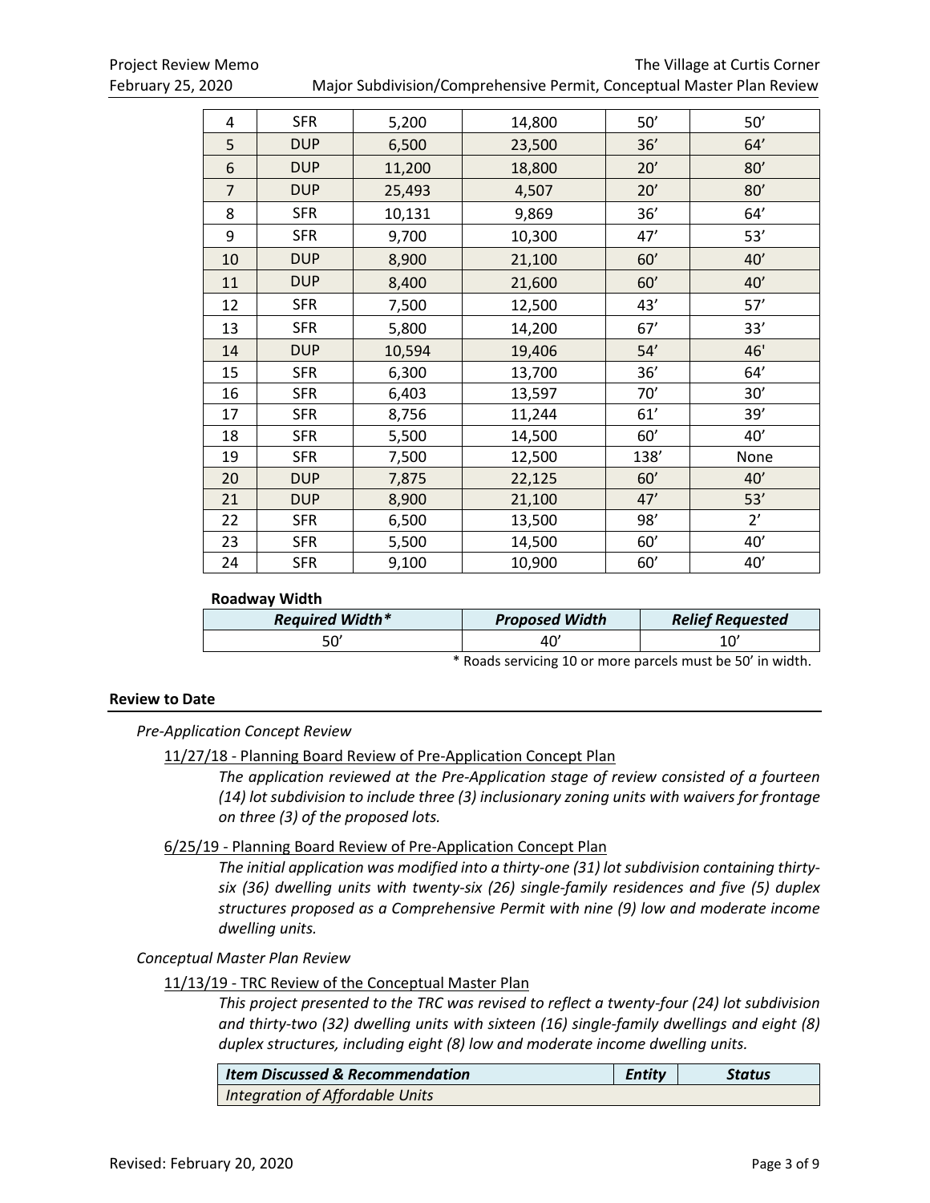| 4 | SFR | 5,200 | 14,800 | 50' | 50' |
|---|---|---|---|---|---|
| 5 | DUP | 6,500 | 23,500 | 36' | 64' |
| 6 | DUP | 11,200 | 18,800 | 20' | 80' |
| 7 | DUP | 25,493 | 4,507 | 20' | 80' |
| 8 | SFR | 10,131 | 9,869 | 36' | 64' |
| 9 | SFR | 9,700 | 10,300 | 47' | 53' |
| 10 | DUP | 8,900 | 21,100 | 60' | 40' |
| 11 | DUP | 8,400 | 21,600 | 60' | 40' |
| 12 | SFR | 7,500 | 12,500 | 43' | 57' |
| 13 | SFR | 5,800 | 14,200 | 67' | 33' |
| 14 | DUP | 10,594 | 19,406 | 54' | 46' |
| 15 | SFR | 6,300 | 13,700 | 36' | 64' |
| 16 | SFR | 6,403 | 13,597 | 70' | 30' |
| 17 | SFR | 8,756 | 11,244 | 61' | 39' |
| 18 | SFR | 5,500 | 14,500 | 60' | 40' |
| 19 | SFR | 7,500 | 12,500 | 138' | None |
| 20 | DUP | 7,875 | 22,125 | 60' | 40' |
| 21 | DUP | 8,900 | 21,100 | 47' | 53' |
| 22 | SFR | 6,500 | 13,500 | 98' | 2' |
| 23 | SFR | 5,500 | 14,500 | 60' | 40' |
| 24 | SFR | 9,100 | 10,900 | 60' | 40' |

**Roadway Width**

| *Required Width** | *Proposed Width* | *Relief Requested* |
|---|---|---|
| 50' | 40' | 10' |

* Roads servicing 10 or more parcels must be 50' in width.

## Review to Date

*Pre-Application Concept Review*

11/27/18 - Planning Board Review of Pre-Application Concept Plan

*The application reviewed at the Pre-Application stage of review consisted of a fourteen (14) lot subdivision to include three (3) inclusionary zoning units with waivers for frontage on three (3) of the proposed lots.*

6/25/19 - Planning Board Review of Pre-Application Concept Plan

*The initial application was modified into a thirty-one (31) lot subdivision containing thirty-six (36) dwelling units with twenty-six (26) single-family residences and five (5) duplex structures proposed as a Comprehensive Permit with nine (9) low and moderate income dwelling units.*

*Conceptual Master Plan Review*

11/13/19 - TRC Review of the Conceptual Master Plan

*This project presented to the TRC was revised to reflect a twenty-four (24) lot subdivision and thirty-two (32) dwelling units with sixteen (16) single-family dwellings and eight (8) duplex structures, including eight (8) low and moderate income dwelling units.*

| *Item Discussed & Recommendation* | *Entity* | *Status* |
|---|---|---|
| *Integration of Affordable Units* | | |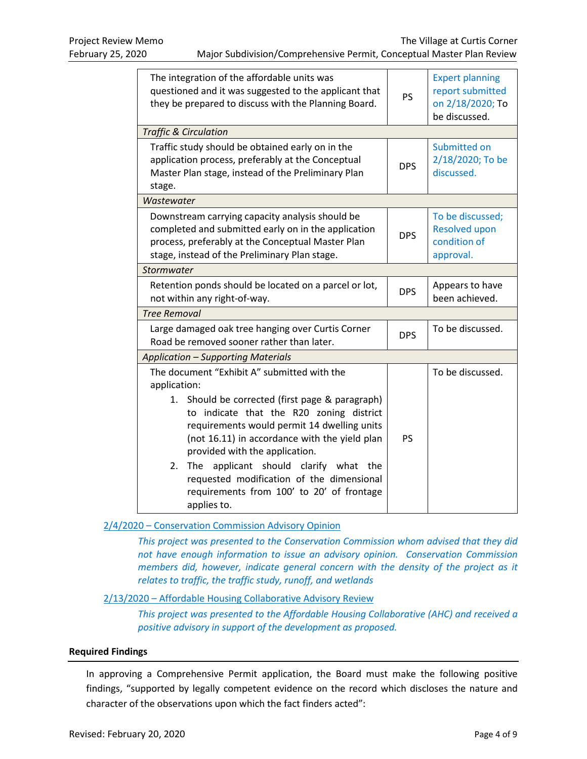| | | |
|---|---|---|
| The integration of the affordable units was questioned and it was suggested to the applicant that they be prepared to discuss with the Planning Board. | PS | Expert planning report submitted on 2/18/2020; To be discussed. |
| *Traffic & Circulation* | | |
| Traffic study should be obtained early on in the application process, preferably at the Conceptual Master Plan stage, instead of the Preliminary Plan stage. | DPS | Submitted on 2/18/2020; To be discussed. |
| *Wastewater* | | |
| Downstream carrying capacity analysis should be completed and submitted early on in the application process, preferably at the Conceptual Master Plan stage, instead of the Preliminary Plan stage. | DPS | To be discussed; Resolved upon condition of approval. |
| *Stormwater* | | |
| Retention ponds should be located on a parcel or lot, not within any right-of-way. | DPS | Appears to have been achieved. |
| *Tree Removal* | | |
| Large damaged oak tree hanging over Curtis Corner Road be removed sooner rather than later. | DPS | To be discussed. |
| *Application – Supporting Materials* | | |
| The document "Exhibit A" submitted with the application: 1. Should be corrected (first page & paragraph) to indicate that the R20 zoning district requirements would permit 14 dwelling units (not 16.11) in accordance with the yield plan provided with the application. 2. The applicant should clarify what the requested modification of the dimensional requirements from 100' to 20' of frontage applies to. | PS | To be discussed. |

2/4/2020 – Conservation Commission Advisory Opinion

*This project was presented to the Conservation Commission whom advised that they did not have enough information to issue an advisory opinion. Conservation Commission members did, however, indicate general concern with the density of the project as it relates to traffic, the traffic study, runoff, and wetlands*

2/13/2020 – Affordable Housing Collaborative Advisory Review

*This project was presented to the Affordable Housing Collaborative (AHC) and received a positive advisory in support of the development as proposed.*

**Required Findings**

In approving a Comprehensive Permit application, the Board must make the following positive findings, "supported by legally competent evidence on the record which discloses the nature and character of the observations upon which the fact finders acted":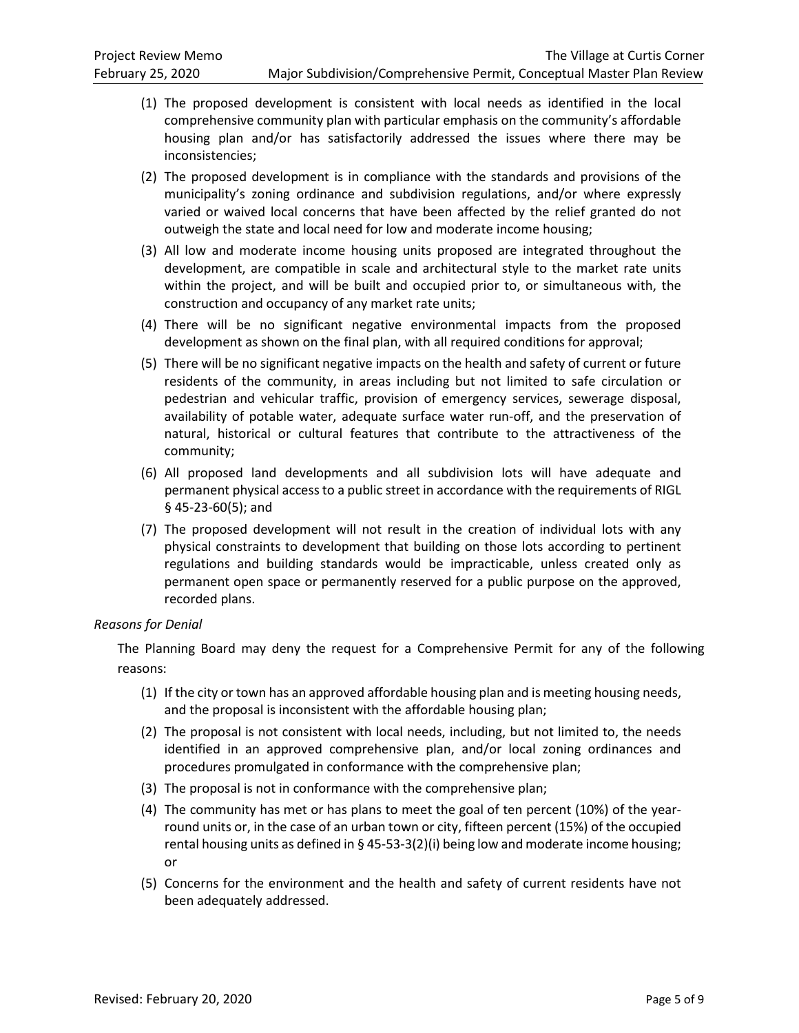(1) The proposed development is consistent with local needs as identified in the local comprehensive community plan with particular emphasis on the community's affordable housing plan and/or has satisfactorily addressed the issues where there may be inconsistencies;

(2) The proposed development is in compliance with the standards and provisions of the municipality's zoning ordinance and subdivision regulations, and/or where expressly varied or waived local concerns that have been affected by the relief granted do not outweigh the state and local need for low and moderate income housing;

(3) All low and moderate income housing units proposed are integrated throughout the development, are compatible in scale and architectural style to the market rate units within the project, and will be built and occupied prior to, or simultaneous with, the construction and occupancy of any market rate units;

(4) There will be no significant negative environmental impacts from the proposed development as shown on the final plan, with all required conditions for approval;

(5) There will be no significant negative impacts on the health and safety of current or future residents of the community, in areas including but not limited to safe circulation or pedestrian and vehicular traffic, provision of emergency services, sewerage disposal, availability of potable water, adequate surface water run-off, and the preservation of natural, historical or cultural features that contribute to the attractiveness of the community;

(6) All proposed land developments and all subdivision lots will have adequate and permanent physical access to a public street in accordance with the requirements of RIGL § 45-23-60(5); and

(7) The proposed development will not result in the creation of individual lots with any physical constraints to development that building on those lots according to pertinent regulations and building standards would be impracticable, unless created only as permanent open space or permanently reserved for a public purpose on the approved, recorded plans.

*Reasons for Denial*

The Planning Board may deny the request for a Comprehensive Permit for any of the following reasons:

(1) If the city or town has an approved affordable housing plan and is meeting housing needs, and the proposal is inconsistent with the affordable housing plan;

(2) The proposal is not consistent with local needs, including, but not limited to, the needs identified in an approved comprehensive plan, and/or local zoning ordinances and procedures promulgated in conformance with the comprehensive plan;

(3) The proposal is not in conformance with the comprehensive plan;

(4) The community has met or has plans to meet the goal of ten percent (10%) of the year-round units or, in the case of an urban town or city, fifteen percent (15%) of the occupied rental housing units as defined in § 45-53-3(2)(i) being low and moderate income housing; or

(5) Concerns for the environment and the health and safety of current residents have not been adequately addressed.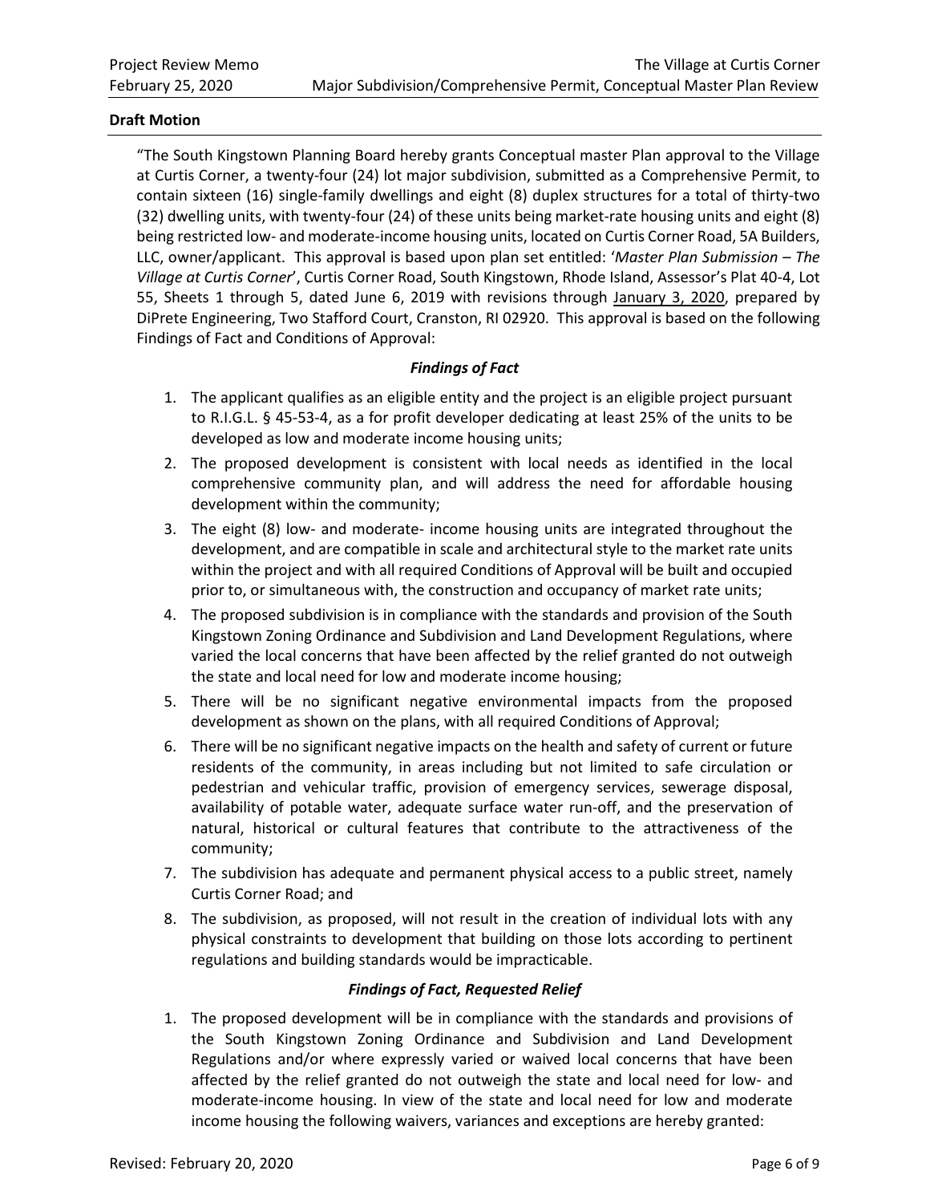**Draft Motion**

"The South Kingstown Planning Board hereby grants Conceptual master Plan approval to the Village at Curtis Corner, a twenty-four (24) lot major subdivision, submitted as a Comprehensive Permit, to contain sixteen (16) single-family dwellings and eight (8) duplex structures for a total of thirty-two (32) dwelling units, with twenty-four (24) of these units being market-rate housing units and eight (8) being restricted low- and moderate-income housing units, located on Curtis Corner Road, 5A Builders, LLC, owner/applicant. This approval is based upon plan set entitled: '*Master Plan Submission – The Village at Curtis Corner*', Curtis Corner Road, South Kingstown, Rhode Island, Assessor's Plat 40-4, Lot 55, Sheets 1 through 5, dated June 6, 2019 with revisions through January 3, 2020, prepared by DiPrete Engineering, Two Stafford Court, Cranston, RI 02920. This approval is based on the following Findings of Fact and Conditions of Approval:

***Findings of Fact***

1. The applicant qualifies as an eligible entity and the project is an eligible project pursuant to R.I.G.L. § 45-53-4, as a for profit developer dedicating at least 25% of the units to be developed as low and moderate income housing units;
2. The proposed development is consistent with local needs as identified in the local comprehensive community plan, and will address the need for affordable housing development within the community;
3. The eight (8) low- and moderate- income housing units are integrated throughout the development, and are compatible in scale and architectural style to the market rate units within the project and with all required Conditions of Approval will be built and occupied prior to, or simultaneous with, the construction and occupancy of market rate units;
4. The proposed subdivision is in compliance with the standards and provision of the South Kingstown Zoning Ordinance and Subdivision and Land Development Regulations, where varied the local concerns that have been affected by the relief granted do not outweigh the state and local need for low and moderate income housing;
5. There will be no significant negative environmental impacts from the proposed development as shown on the plans, with all required Conditions of Approval;
6. There will be no significant negative impacts on the health and safety of current or future residents of the community, in areas including but not limited to safe circulation or pedestrian and vehicular traffic, provision of emergency services, sewerage disposal, availability of potable water, adequate surface water run-off, and the preservation of natural, historical or cultural features that contribute to the attractiveness of the community;
7. The subdivision has adequate and permanent physical access to a public street, namely Curtis Corner Road; and
8. The subdivision, as proposed, will not result in the creation of individual lots with any physical constraints to development that building on those lots according to pertinent regulations and building standards would be impracticable.

***Findings of Fact, Requested Relief***

1. The proposed development will be in compliance with the standards and provisions of the South Kingstown Zoning Ordinance and Subdivision and Land Development Regulations and/or where expressly varied or waived local concerns that have been affected by the relief granted do not outweigh the state and local need for low- and moderate-income housing. In view of the state and local need for low and moderate income housing the following waivers, variances and exceptions are hereby granted: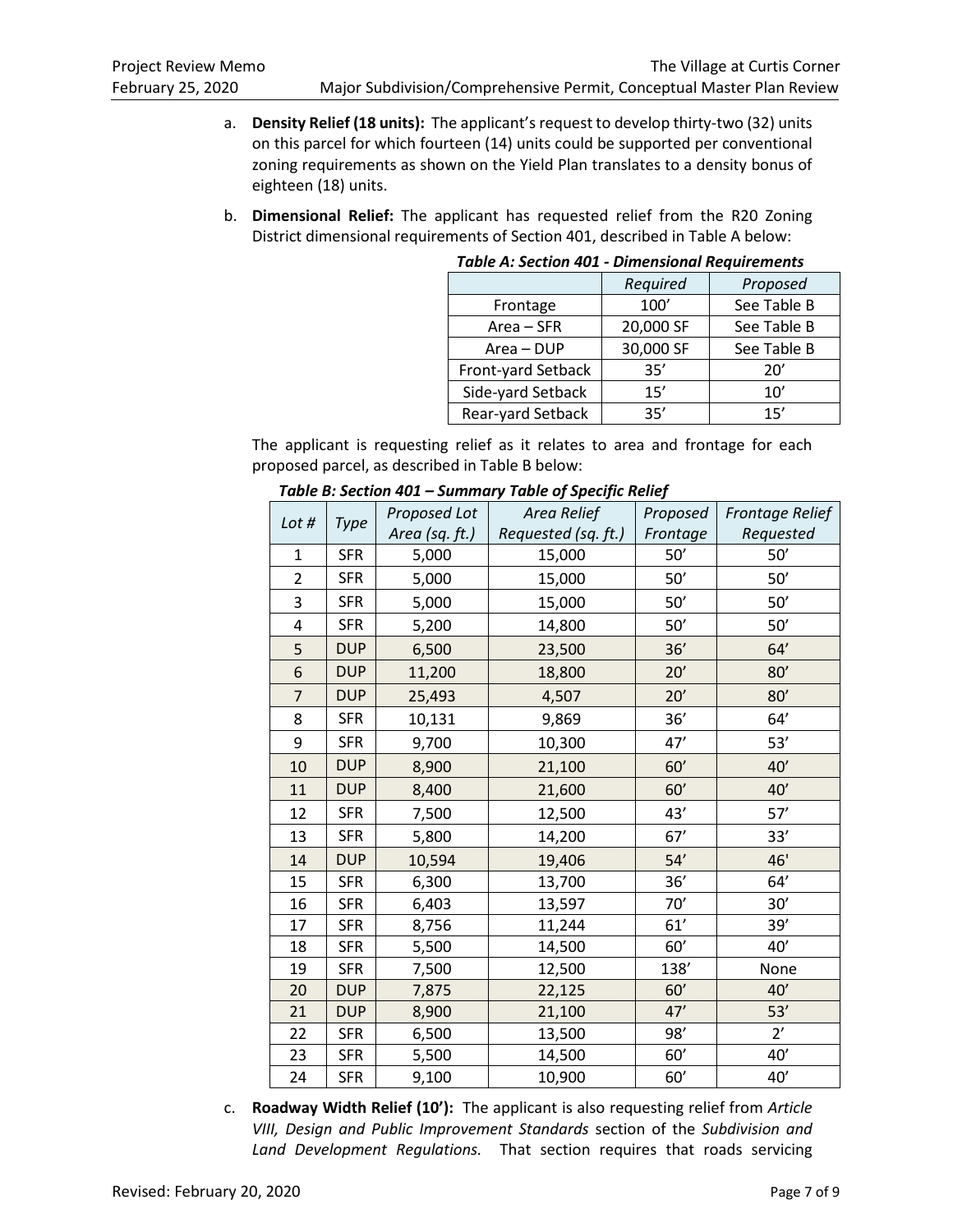a. **Density Relief (18 units):** The applicant's request to develop thirty-two (32) units on this parcel for which fourteen (14) units could be supported per conventional zoning requirements as shown on the Yield Plan translates to a density bonus of eighteen (18) units.

b. **Dimensional Relief:** The applicant has requested relief from the R20 Zoning District dimensional requirements of Section 401, described in Table A below:

***Table A: Section 401 - Dimensional Requirements***

| | *Required* | *Proposed* |
|---|---|---|
| Frontage | 100' | See Table B |
| Area – SFR | 20,000 SF | See Table B |
| Area – DUP | 30,000 SF | See Table B |
| Front-yard Setback | 35' | 20' |
| Side-yard Setback | 15' | 10' |
| Rear-yard Setback | 35' | 15' |

The applicant is requesting relief as it relates to area and frontage for each proposed parcel, as described in Table B below:

***Table B: Section 401 – Summary Table of Specific Relief***

| *Lot #* | *Type* | *Proposed Lot Area (sq. ft.)* | *Area Relief Requested (sq. ft.)* | *Proposed Frontage* | *Frontage Relief Requested* |
|---|---|---|---|---|---|
| 1 | SFR | 5,000 | 15,000 | 50' | 50' |
| 2 | SFR | 5,000 | 15,000 | 50' | 50' |
| 3 | SFR | 5,000 | 15,000 | 50' | 50' |
| 4 | SFR | 5,200 | 14,800 | 50' | 50' |
| 5 | DUP | 6,500 | 23,500 | 36' | 64' |
| 6 | DUP | 11,200 | 18,800 | 20' | 80' |
| 7 | DUP | 25,493 | 4,507 | 20' | 80' |
| 8 | SFR | 10,131 | 9,869 | 36' | 64' |
| 9 | SFR | 9,700 | 10,300 | 47' | 53' |
| 10 | DUP | 8,900 | 21,100 | 60' | 40' |
| 11 | DUP | 8,400 | 21,600 | 60' | 40' |
| 12 | SFR | 7,500 | 12,500 | 43' | 57' |
| 13 | SFR | 5,800 | 14,200 | 67' | 33' |
| 14 | DUP | 10,594 | 19,406 | 54' | 46' |
| 15 | SFR | 6,300 | 13,700 | 36' | 64' |
| 16 | SFR | 6,403 | 13,597 | 70' | 30' |
| 17 | SFR | 8,756 | 11,244 | 61' | 39' |
| 18 | SFR | 5,500 | 14,500 | 60' | 40' |
| 19 | SFR | 7,500 | 12,500 | 138' | None |
| 20 | DUP | 7,875 | 22,125 | 60' | 40' |
| 21 | DUP | 8,900 | 21,100 | 47' | 53' |
| 22 | SFR | 6,500 | 13,500 | 98' | 2' |
| 23 | SFR | 5,500 | 14,500 | 60' | 40' |
| 24 | SFR | 9,100 | 10,900 | 60' | 40' |

c. **Roadway Width Relief (10'):** The applicant is also requesting relief from *Article VIII, Design and Public Improvement Standards* section of the *Subdivision and Land Development Regulations.* That section requires that roads servicing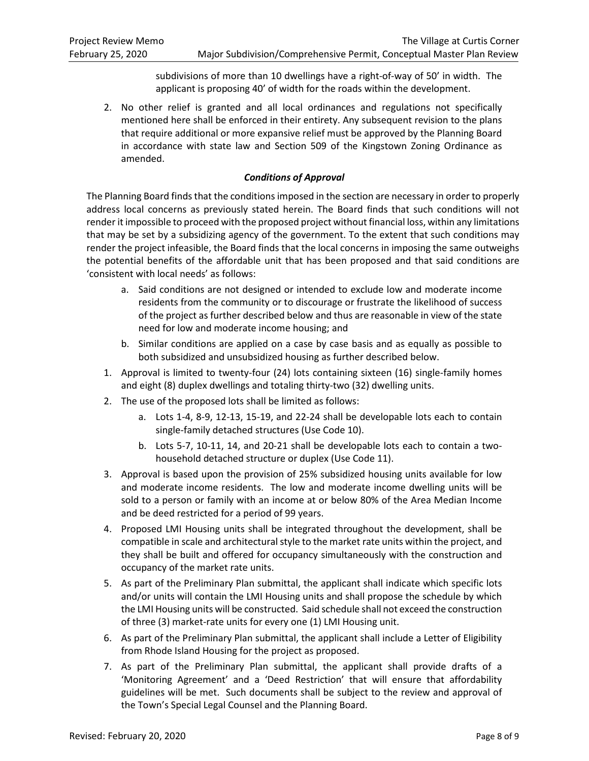subdivisions of more than 10 dwellings have a right-of-way of 50' in width. The applicant is proposing 40' of width for the roads within the development.

2. No other relief is granted and all local ordinances and regulations not specifically mentioned here shall be enforced in their entirety. Any subsequent revision to the plans that require additional or more expansive relief must be approved by the Planning Board in accordance with state law and Section 509 of the Kingstown Zoning Ordinance as amended.

### *Conditions of Approval*

The Planning Board finds that the conditions imposed in the section are necessary in order to properly address local concerns as previously stated herein. The Board finds that such conditions will not render it impossible to proceed with the proposed project without financial loss, within any limitations that may be set by a subsidizing agency of the government. To the extent that such conditions may render the project infeasible, the Board finds that the local concerns in imposing the same outweighs the potential benefits of the affordable unit that has been proposed and that said conditions are 'consistent with local needs' as follows:

- a. Said conditions are not designed or intended to exclude low and moderate income residents from the community or to discourage or frustrate the likelihood of success of the project as further described below and thus are reasonable in view of the state need for low and moderate income housing; and
- b. Similar conditions are applied on a case by case basis and as equally as possible to both subsidized and unsubsidized housing as further described below.

1. Approval is limited to twenty-four (24) lots containing sixteen (16) single-family homes and eight (8) duplex dwellings and totaling thirty-two (32) dwelling units.
2. The use of the proposed lots shall be limited as follows:
   - a. Lots 1-4, 8-9, 12-13, 15-19, and 22-24 shall be developable lots each to contain single-family detached structures (Use Code 10).
   - b. Lots 5-7, 10-11, 14, and 20-21 shall be developable lots each to contain a two-household detached structure or duplex (Use Code 11).
3. Approval is based upon the provision of 25% subsidized housing units available for low and moderate income residents. The low and moderate income dwelling units will be sold to a person or family with an income at or below 80% of the Area Median Income and be deed restricted for a period of 99 years.
4. Proposed LMI Housing units shall be integrated throughout the development, shall be compatible in scale and architectural style to the market rate units within the project, and they shall be built and offered for occupancy simultaneously with the construction and occupancy of the market rate units.
5. As part of the Preliminary Plan submittal, the applicant shall indicate which specific lots and/or units will contain the LMI Housing units and shall propose the schedule by which the LMI Housing units will be constructed. Said schedule shall not exceed the construction of three (3) market-rate units for every one (1) LMI Housing unit.
6. As part of the Preliminary Plan submittal, the applicant shall include a Letter of Eligibility from Rhode Island Housing for the project as proposed.
7. As part of the Preliminary Plan submittal, the applicant shall provide drafts of a 'Monitoring Agreement' and a 'Deed Restriction' that will ensure that affordability guidelines will be met. Such documents shall be subject to the review and approval of the Town's Special Legal Counsel and the Planning Board.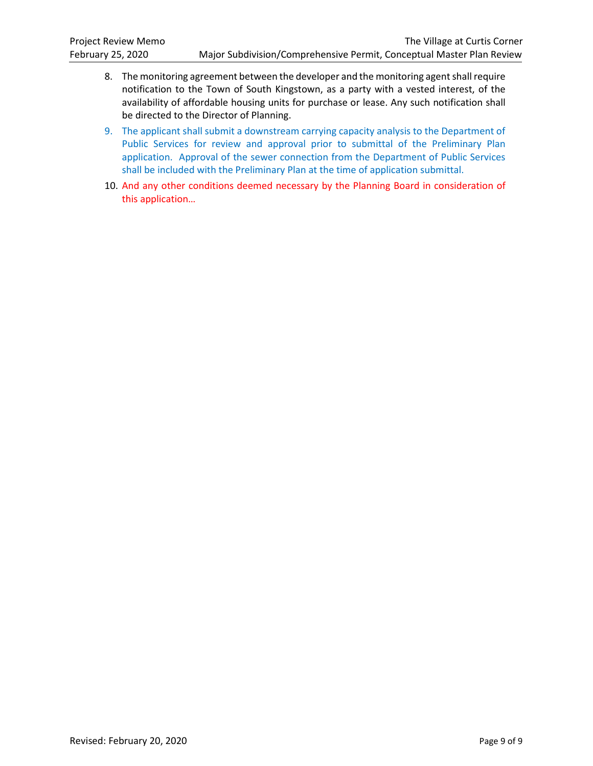8. The monitoring agreement between the developer and the monitoring agent shall require notification to the Town of South Kingstown, as a party with a vested interest, of the availability of affordable housing units for purchase or lease. Any such notification shall be directed to the Director of Planning.
9. The applicant shall submit a downstream carrying capacity analysis to the Department of Public Services for review and approval prior to submittal of the Preliminary Plan application. Approval of the sewer connection from the Department of Public Services shall be included with the Preliminary Plan at the time of application submittal.
10. And any other conditions deemed necessary by the Planning Board in consideration of this application…